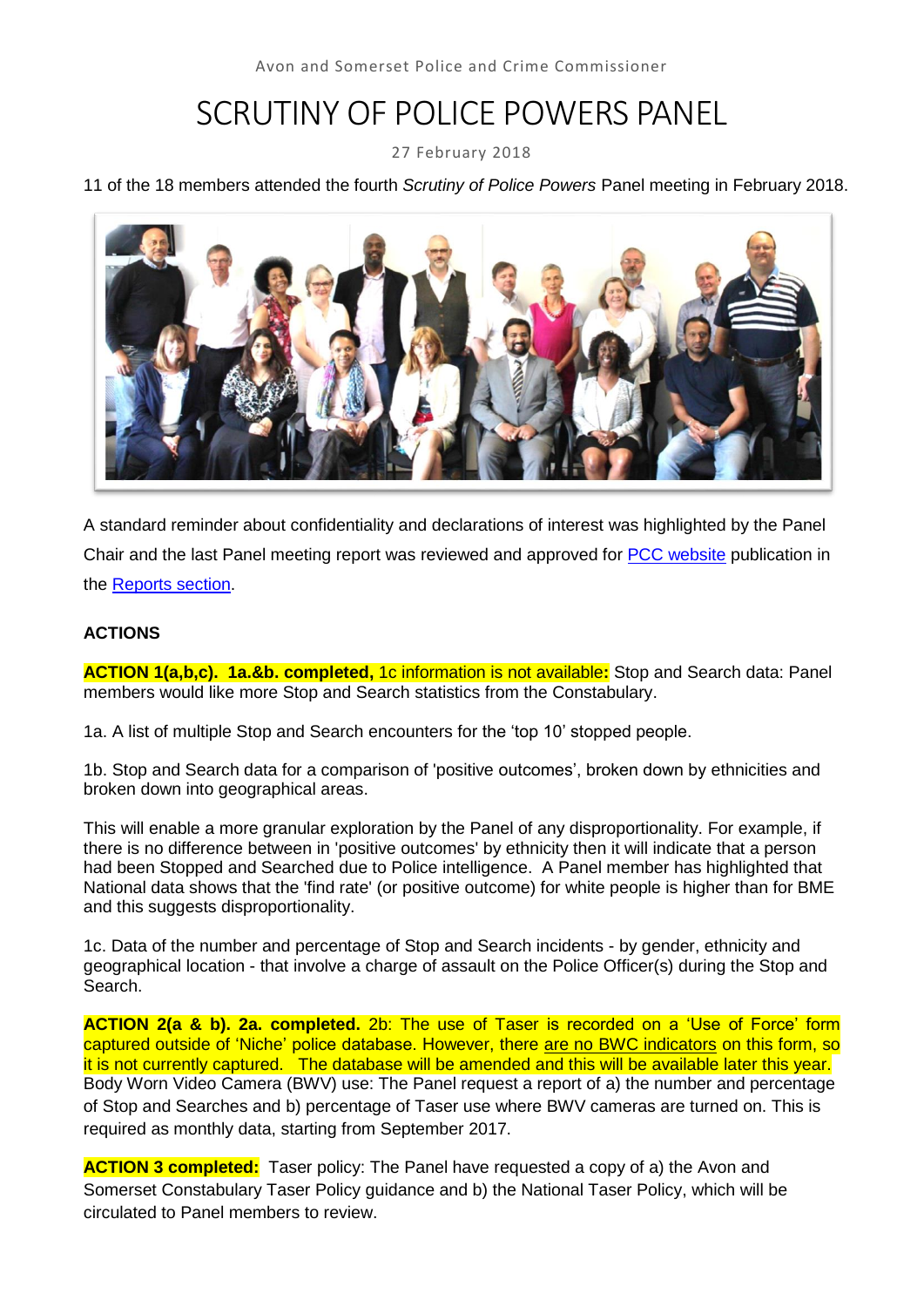Avon and Somerset Police and Crime Commissioner

# SCRUTINY OF POLICE POWERS PANEL

27 February 2018

11 of the 18 members attended the fourth *Scrutiny of Police Powers* Panel meeting in February 2018.

A standard reminder about confidentiality and declarations of interest was highlighted by the Panel Chair and the last Panel meeting report was reviewed and approved for PCC website publication in the Reports section.

**ACTIONS**

**ACTION 1(a,b,c). 1a.&b. completed,** 1c information is not available**:** Stop and Search data: Panel members would like more Stop and Search statistics from the Constabulary.

1a. A list of multiple Stop and Search encounters for the 'top 10' stopped people.

1b. Stop and Search data for a comparison of 'positive outcomes', broken down by ethnicities and broken down into geographical areas.

This will enable a more granular exploration by the Panel of any disproportionality. For example, if there is no difference between in 'positive outcomes' by ethnicity then it will indicate that a person had been Stopped and Searched due to Police intelligence. A Panel member has highlighted that National data shows that the 'find rate' (or positive outcome) for white people is higher than for BME and this suggests disproportionality.

1c. Data of the number and percentage of Stop and Search incidents - by gender, ethnicity and geographical location - that involve a charge of assault on the Police Officer(s) during the Stop and Search.

**ACTION 2(a & b). 2a. completed.** 2b: The use of Taser is recorded on a 'Use of Force' form captured outside of 'Niche' police database. However, there are no BWC indicators on this form, so it is not currently captured. The database will be amended and this will be available later this year. Body Worn Video Camera (BWV) use: The Panel request a report of a) the number and percentage of Stop and Searches and b) percentage of Taser use where BWV cameras are turned on. This is required as monthly data, starting from September 2017.

**ACTION 3 completed:** Taser policy: The Panel have requested a copy of a) the Avon and Somerset Constabulary Taser Policy guidance and b) the National Taser Policy, which will be circulated to Panel members to review.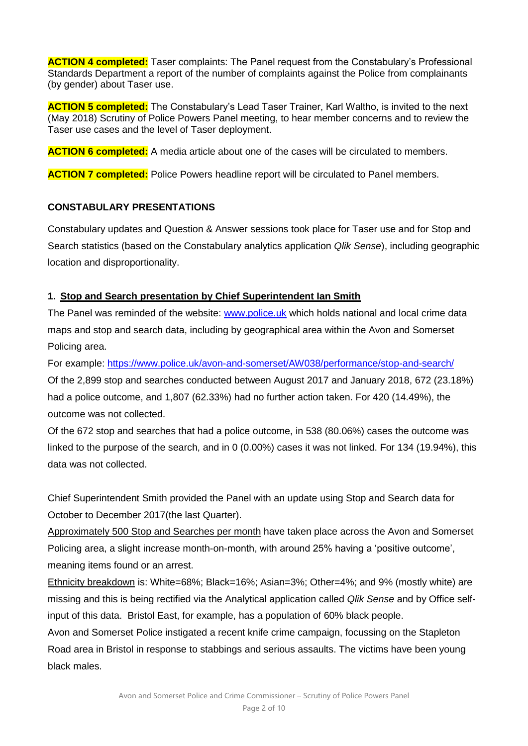**ACTION 4 completed:** Taser complaints: The Panel request from the Constabulary's Professional Standards Department a report of the number of complaints against the Police from complainants (by gender) about Taser use.

**ACTION 5 completed:** The Constabulary's Lead Taser Trainer, Karl Waltho, is invited to the next (May 2018) Scrutiny of Police Powers Panel meeting, to hear member concerns and to review the Taser use cases and the level of Taser deployment.

**ACTION 6 completed:** A media article about one of the cases will be circulated to members.

**ACTION 7 completed:** Police Powers headline report will be circulated to Panel members.

## CONSTABULARY PRESENTATIONS

Constabulary updates and Question & Answer sessions took place for Taser use and for Stop and Search statistics (based on the Constabulary analytics application *Qlik Sense*), including geographic location and disproportionality.

### 1. Stop and Search presentation by Chief Superintendent Ian Smith

The Panel was reminded of the website: www.police.uk which holds national and local crime data maps and stop and search data, including by geographical area within the Avon and Somerset Policing area.

For example: https://www.police.uk/avon-and-somerset/AW038/performance/stop-and-search/

Of the 2,899 stop and searches conducted between August 2017 and January 2018, 672 (23.18%) had a police outcome, and 1,807 (62.33%) had no further action taken. For 420 (14.49%), the outcome was not collected.

Of the 672 stop and searches that had a police outcome, in 538 (80.06%) cases the outcome was linked to the purpose of the search, and in 0 (0.00%) cases it was not linked. For 134 (19.94%), this data was not collected.

Chief Superintendent Smith provided the Panel with an update using Stop and Search data for October to December 2017(the last Quarter).

Approximately 500 Stop and Searches per month have taken place across the Avon and Somerset Policing area, a slight increase month-on-month, with around 25% having a 'positive outcome', meaning items found or an arrest.

Ethnicity breakdown is: White=68%; Black=16%; Asian=3%; Other=4%; and 9% (mostly white) are missing and this is being rectified via the Analytical application called *Qlik Sense* and by Office self-input of this data. Bristol East, for example, has a population of 60% black people.

Avon and Somerset Police instigated a recent knife crime campaign, focussing on the Stapleton Road area in Bristol in response to stabbings and serious assaults. The victims have been young black males.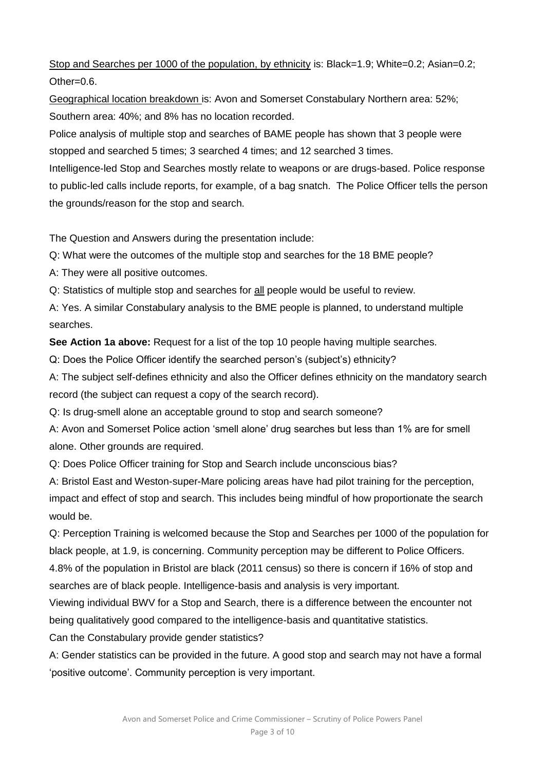Stop and Searches per 1000 of the population, by ethnicity is: Black=1.9; White=0.2; Asian=0.2; Other=0.6.

Geographical location breakdown is: Avon and Somerset Constabulary Northern area: 52%; Southern area: 40%; and 8% has no location recorded.

Police analysis of multiple stop and searches of BAME people has shown that 3 people were stopped and searched 5 times; 3 searched 4 times; and 12 searched 3 times.

Intelligence-led Stop and Searches mostly relate to weapons or are drugs-based. Police response to public-led calls include reports, for example, of a bag snatch. The Police Officer tells the person the grounds/reason for the stop and search.

The Question and Answers during the presentation include:

Q: What were the outcomes of the multiple stop and searches for the 18 BME people?

A: They were all positive outcomes.

Q: Statistics of multiple stop and searches for all people would be useful to review.

A: Yes. A similar Constabulary analysis to the BME people is planned, to understand multiple searches.

**See Action 1a above:** Request for a list of the top 10 people having multiple searches.

Q: Does the Police Officer identify the searched person's (subject's) ethnicity?

A: The subject self-defines ethnicity and also the Officer defines ethnicity on the mandatory search record (the subject can request a copy of the search record).

Q: Is drug-smell alone an acceptable ground to stop and search someone?

A: Avon and Somerset Police action 'smell alone' drug searches but less than 1% are for smell alone. Other grounds are required.

Q: Does Police Officer training for Stop and Search include unconscious bias?

A: Bristol East and Weston-super-Mare policing areas have had pilot training for the perception, impact and effect of stop and search. This includes being mindful of how proportionate the search would be.

Q: Perception Training is welcomed because the Stop and Searches per 1000 of the population for black people, at 1.9, is concerning. Community perception may be different to Police Officers.

4.8% of the population in Bristol are black (2011 census) so there is concern if 16% of stop and searches are of black people. Intelligence-basis and analysis is very important.

Viewing individual BWV for a Stop and Search, there is a difference between the encounter not being qualitatively good compared to the intelligence-basis and quantitative statistics.

Can the Constabulary provide gender statistics?

A: Gender statistics can be provided in the future. A good stop and search may not have a formal 'positive outcome'. Community perception is very important.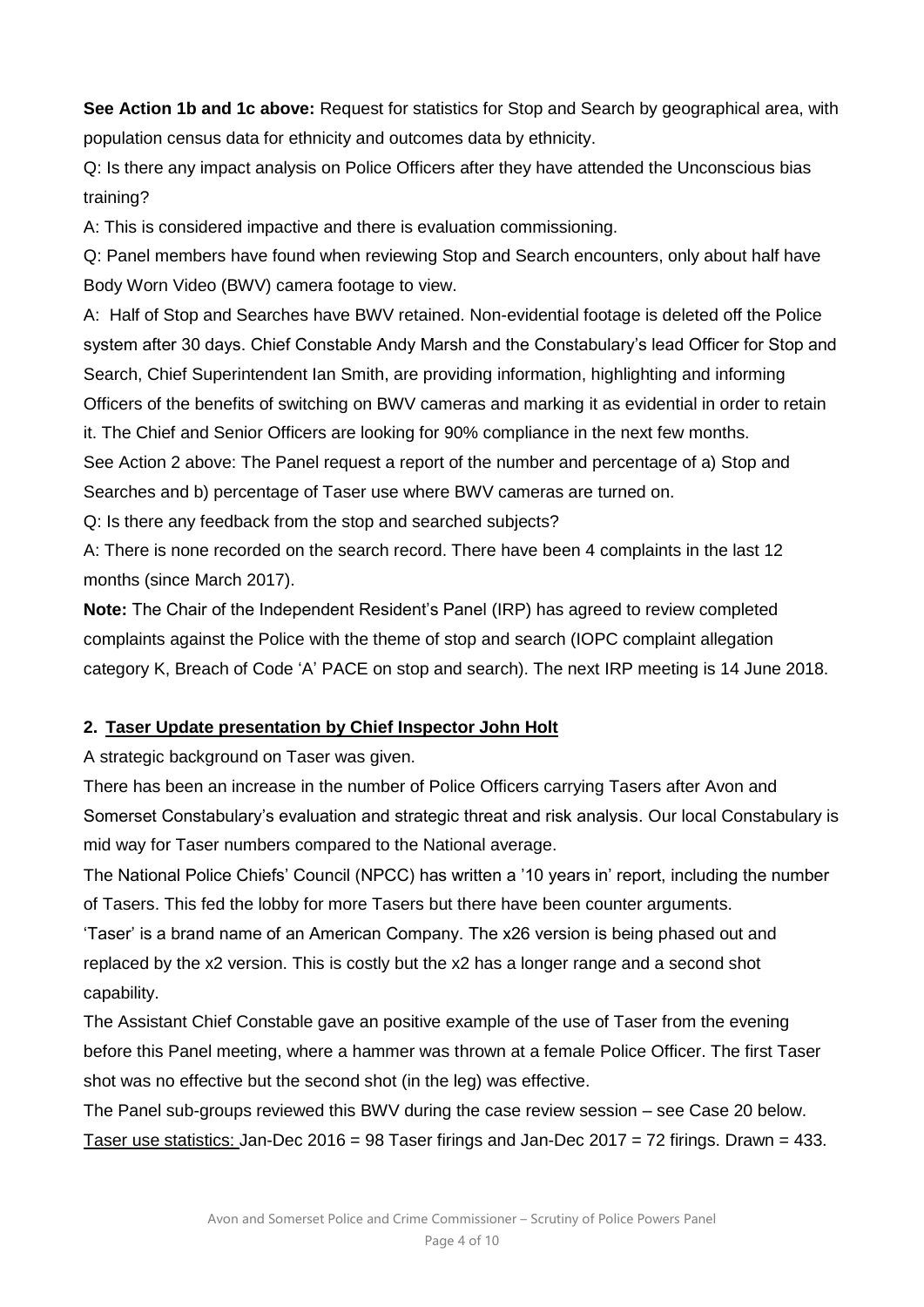**See Action 1b and 1c above:** Request for statistics for Stop and Search by geographical area, with population census data for ethnicity and outcomes data by ethnicity.

Q: Is there any impact analysis on Police Officers after they have attended the Unconscious bias training?

A: This is considered impactive and there is evaluation commissioning.

Q: Panel members have found when reviewing Stop and Search encounters, only about half have Body Worn Video (BWV) camera footage to view.

A: Half of Stop and Searches have BWV retained. Non-evidential footage is deleted off the Police system after 30 days. Chief Constable Andy Marsh and the Constabulary's lead Officer for Stop and Search, Chief Superintendent Ian Smith, are providing information, highlighting and informing Officers of the benefits of switching on BWV cameras and marking it as evidential in order to retain it. The Chief and Senior Officers are looking for 90% compliance in the next few months.

See Action 2 above: The Panel request a report of the number and percentage of a) Stop and Searches and b) percentage of Taser use where BWV cameras are turned on.

Q: Is there any feedback from the stop and searched subjects?

A: There is none recorded on the search record. There have been 4 complaints in the last 12 months (since March 2017).

**Note:** The Chair of the Independent Resident's Panel (IRP) has agreed to review completed complaints against the Police with the theme of stop and search (IOPC complaint allegation category K, Breach of Code 'A' PACE on stop and search). The next IRP meeting is 14 June 2018.

## 2. Taser Update presentation by Chief Inspector John Holt

A strategic background on Taser was given.

There has been an increase in the number of Police Officers carrying Tasers after Avon and Somerset Constabulary's evaluation and strategic threat and risk analysis. Our local Constabulary is mid way for Taser numbers compared to the National average.

The National Police Chiefs' Council (NPCC) has written a '10 years in' report, including the number of Tasers. This fed the lobby for more Tasers but there have been counter arguments.

'Taser' is a brand name of an American Company. The x26 version is being phased out and replaced by the x2 version. This is costly but the x2 has a longer range and a second shot capability.

The Assistant Chief Constable gave an positive example of the use of Taser from the evening before this Panel meeting, where a hammer was thrown at a female Police Officer. The first Taser shot was no effective but the second shot (in the leg) was effective.

The Panel sub-groups reviewed this BWV during the case review session – see Case 20 below.

Taser use statistics: Jan-Dec 2016 = 98 Taser firings and Jan-Dec 2017 = 72 firings. Drawn = 433.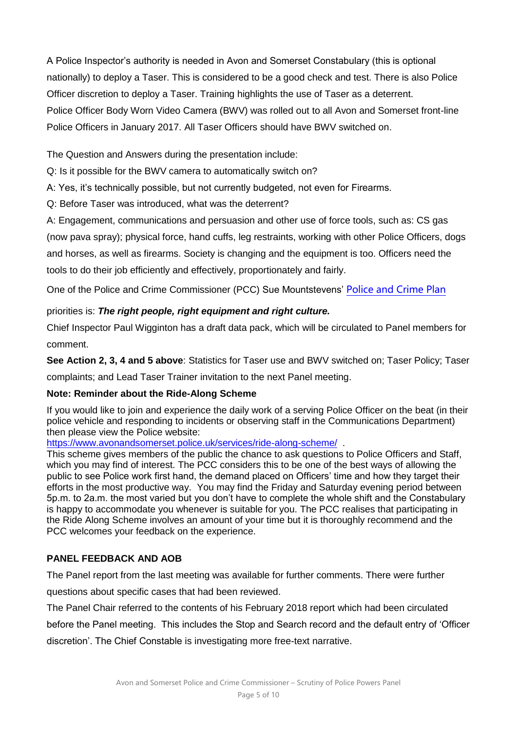A Police Inspector's authority is needed in Avon and Somerset Constabulary (this is optional nationally) to deploy a Taser. This is considered to be a good check and test. There is also Police Officer discretion to deploy a Taser. Training highlights the use of Taser as a deterrent.
Police Officer Body Worn Video Camera (BWV) was rolled out to all Avon and Somerset front-line Police Officers in January 2017. All Taser Officers should have BWV switched on.

The Question and Answers during the presentation include:

Q: Is it possible for the BWV camera to automatically switch on?

A: Yes, it's technically possible, but not currently budgeted, not even for Firearms.

Q: Before Taser was introduced, what was the deterrent?

A: Engagement, communications and persuasion and other use of force tools, such as: CS gas (now pava spray); physical force, hand cuffs, leg restraints, working with other Police Officers, dogs and horses, as well as firearms. Society is changing and the equipment is too. Officers need the tools to do their job efficiently and effectively, proportionately and fairly.

One of the Police and Crime Commissioner (PCC) Sue Mountstevens' Police and Crime Plan

priorities is: ***The right people, right equipment and right culture.***

Chief Inspector Paul Wigginton has a draft data pack, which will be circulated to Panel members for comment.

**See Action 2, 3, 4 and 5 above**: Statistics for Taser use and BWV switched on; Taser Policy; Taser complaints; and Lead Taser Trainer invitation to the next Panel meeting.

**Note: Reminder about the Ride-Along Scheme**

If you would like to join and experience the daily work of a serving Police Officer on the beat (in their police vehicle and responding to incidents or observing staff in the Communications Department) then please view the Police website:
https://www.avonandsomerset.police.uk/services/ride-along-scheme/ .
This scheme gives members of the public the chance to ask questions to Police Officers and Staff, which you may find of interest. The PCC considers this to be one of the best ways of allowing the public to see Police work first hand, the demand placed on Officers' time and how they target their efforts in the most productive way. You may find the Friday and Saturday evening period between 5p.m. to 2a.m. the most varied but you don't have to complete the whole shift and the Constabulary is happy to accommodate you whenever is suitable for you. The PCC realises that participating in the Ride Along Scheme involves an amount of your time but it is thoroughly recommend and the PCC welcomes your feedback on the experience.

## PANEL FEEDBACK AND AOB

The Panel report from the last meeting was available for further comments. There were further questions about specific cases that had been reviewed.

The Panel Chair referred to the contents of his February 2018 report which had been circulated before the Panel meeting. This includes the Stop and Search record and the default entry of 'Officer discretion'. The Chief Constable is investigating more free-text narrative.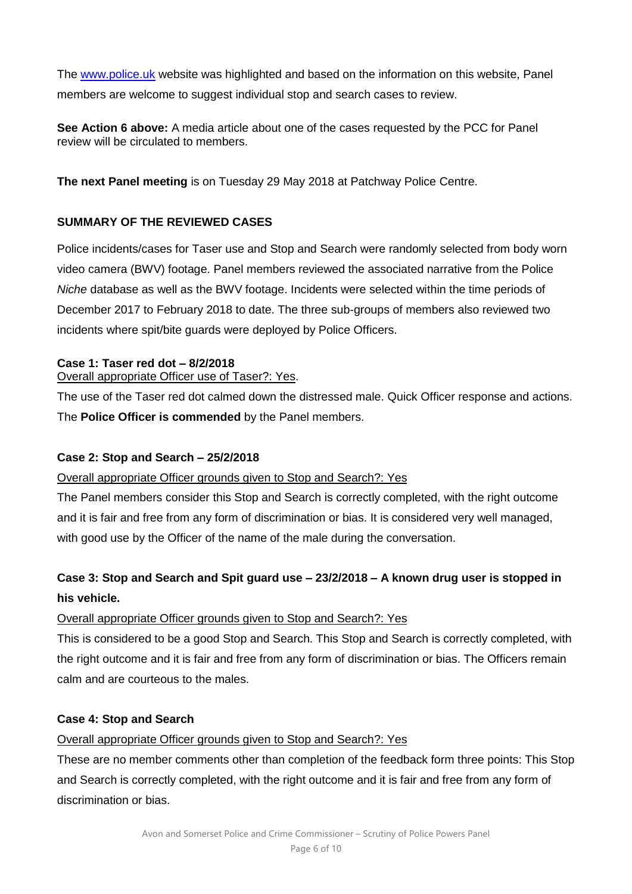The [www.police.uk](http://www.police.uk) website was highlighted and based on the information on this website, Panel members are welcome to suggest individual stop and search cases to review.

**See Action 6 above:** A media article about one of the cases requested by the PCC for Panel review will be circulated to members.

**The next Panel meeting** is on Tuesday 29 May 2018 at Patchway Police Centre.

## SUMMARY OF THE REVIEWED CASES

Police incidents/cases for Taser use and Stop and Search were randomly selected from body worn video camera (BWV) footage. Panel members reviewed the associated narrative from the Police *Niche* database as well as the BWV footage. Incidents were selected within the time periods of December 2017 to February 2018 to date. The three sub-groups of members also reviewed two incidents where spit/bite guards were deployed by Police Officers.

### Case 1: Taser red dot – 8/2/2018

<u>Overall appropriate Officer use of Taser?: Yes</u>.

The use of the Taser red dot calmed down the distressed male. Quick Officer response and actions. The **Police Officer is commended** by the Panel members.

### Case 2: Stop and Search – 25/2/2018

<u>Overall appropriate Officer grounds given to Stop and Search?: Yes</u>

The Panel members consider this Stop and Search is correctly completed, with the right outcome and it is fair and free from any form of discrimination or bias. It is considered very well managed, with good use by the Officer of the name of the male during the conversation.

### Case 3: Stop and Search and Spit guard use – 23/2/2018 – A known drug user is stopped in his vehicle.

<u>Overall appropriate Officer grounds given to Stop and Search?: Yes</u>

This is considered to be a good Stop and Search. This Stop and Search is correctly completed, with the right outcome and it is fair and free from any form of discrimination or bias. The Officers remain calm and are courteous to the males.

### Case 4: Stop and Search

<u>Overall appropriate Officer grounds given to Stop and Search?: Yes</u>

These are no member comments other than completion of the feedback form three points: This Stop and Search is correctly completed, with the right outcome and it is fair and free from any form of discrimination or bias.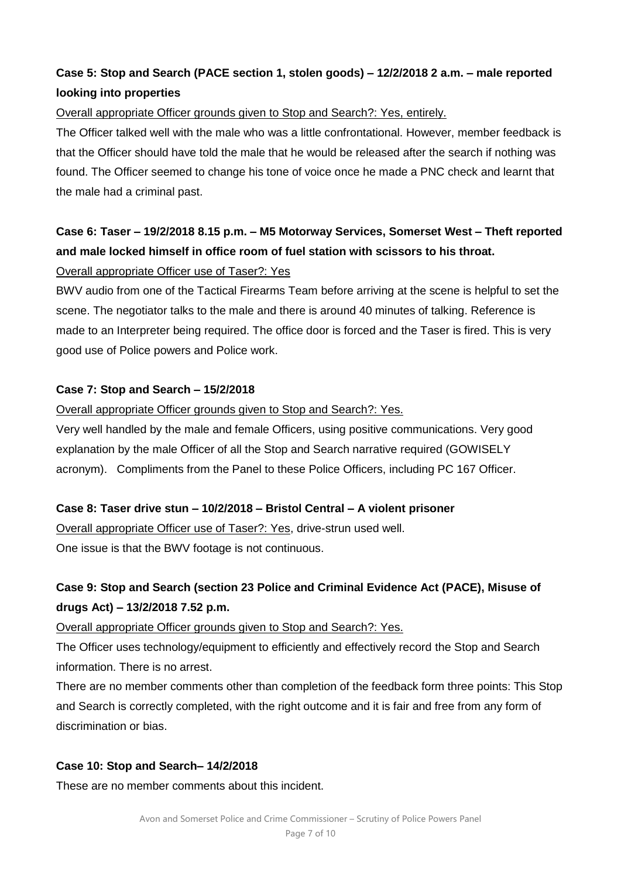**Case 5: Stop and Search (PACE section 1, stolen goods) – 12/2/2018 2 a.m. – male reported looking into properties**

<u>Overall appropriate Officer grounds given to Stop and Search?: Yes, entirely.</u>

The Officer talked well with the male who was a little confrontational. However, member feedback is that the Officer should have told the male that he would be released after the search if nothing was found. The Officer seemed to change his tone of voice once he made a PNC check and learnt that the male had a criminal past.

**Case 6: Taser – 19/2/2018 8.15 p.m. – M5 Motorway Services, Somerset West – Theft reported and male locked himself in office room of fuel station with scissors to his throat.**

<u>Overall appropriate Officer use of Taser?: Yes</u>

BWV audio from one of the Tactical Firearms Team before arriving at the scene is helpful to set the scene. The negotiator talks to the male and there is around 40 minutes of talking. Reference is made to an Interpreter being required. The office door is forced and the Taser is fired. This is very good use of Police powers and Police work.

**Case 7: Stop and Search – 15/2/2018**

<u>Overall appropriate Officer grounds given to Stop and Search?: Yes.</u>

Very well handled by the male and female Officers, using positive communications. Very good explanation by the male Officer of all the Stop and Search narrative required (GOWISELY acronym). Compliments from the Panel to these Police Officers, including PC 167 Officer.

**Case 8: Taser drive stun – 10/2/2018 – Bristol Central – A violent prisoner**

<u>Overall appropriate Officer use of Taser?: Yes</u>, drive-strun used well.

One issue is that the BWV footage is not continuous.

**Case 9: Stop and Search (section 23 Police and Criminal Evidence Act (PACE), Misuse of drugs Act) – 13/2/2018 7.52 p.m.**

<u>Overall appropriate Officer grounds given to Stop and Search?: Yes.</u>

The Officer uses technology/equipment to efficiently and effectively record the Stop and Search information. There is no arrest.

There are no member comments other than completion of the feedback form three points: This Stop and Search is correctly completed, with the right outcome and it is fair and free from any form of discrimination or bias.

**Case 10: Stop and Search– 14/2/2018**

These are no member comments about this incident.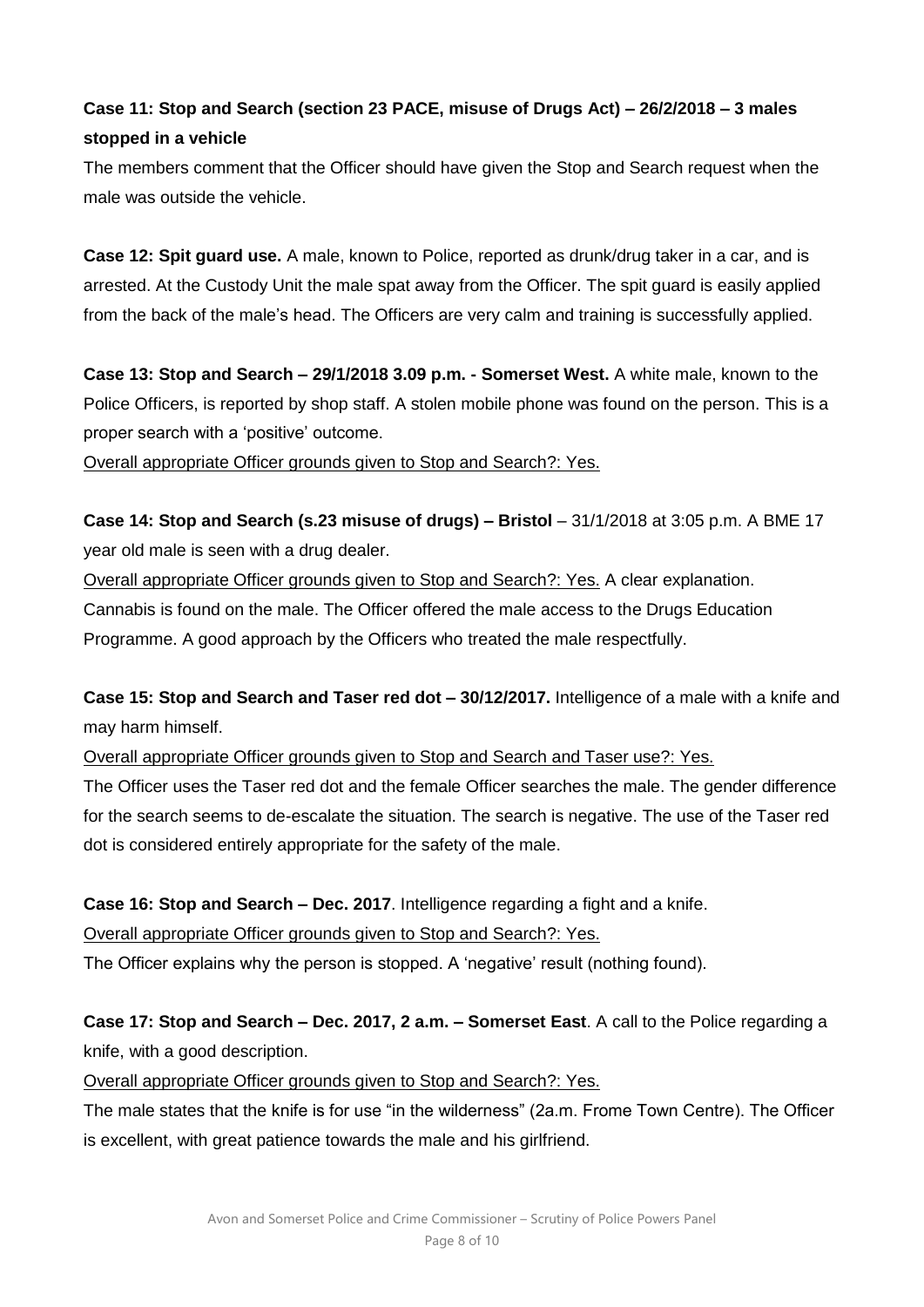**Case 11: Stop and Search (section 23 PACE, misuse of Drugs Act) – 26/2/2018 – 3 males stopped in a vehicle**

The members comment that the Officer should have given the Stop and Search request when the male was outside the vehicle.

**Case 12: Spit guard use.** A male, known to Police, reported as drunk/drug taker in a car, and is arrested. At the Custody Unit the male spat away from the Officer. The spit guard is easily applied from the back of the male's head. The Officers are very calm and training is successfully applied.

**Case 13: Stop and Search – 29/1/2018 3.09 p.m. - Somerset West.** A white male, known to the Police Officers, is reported by shop staff. A stolen mobile phone was found on the person. This is a proper search with a 'positive' outcome.

Overall appropriate Officer grounds given to Stop and Search?: Yes.

**Case 14: Stop and Search (s.23 misuse of drugs) – Bristol** – 31/1/2018 at 3:05 p.m. A BME 17 year old male is seen with a drug dealer.

Overall appropriate Officer grounds given to Stop and Search?: Yes. A clear explanation. Cannabis is found on the male. The Officer offered the male access to the Drugs Education Programme. A good approach by the Officers who treated the male respectfully.

**Case 15: Stop and Search and Taser red dot – 30/12/2017.** Intelligence of a male with a knife and may harm himself.

Overall appropriate Officer grounds given to Stop and Search and Taser use?: Yes.

The Officer uses the Taser red dot and the female Officer searches the male. The gender difference for the search seems to de-escalate the situation. The search is negative. The use of the Taser red dot is considered entirely appropriate for the safety of the male.

**Case 16: Stop and Search – Dec. 2017**. Intelligence regarding a fight and a knife.

Overall appropriate Officer grounds given to Stop and Search?: Yes.

The Officer explains why the person is stopped. A 'negative' result (nothing found).

**Case 17: Stop and Search – Dec. 2017, 2 a.m. – Somerset East**. A call to the Police regarding a knife, with a good description.

Overall appropriate Officer grounds given to Stop and Search?: Yes.

The male states that the knife is for use "in the wilderness" (2a.m. Frome Town Centre). The Officer is excellent, with great patience towards the male and his girlfriend.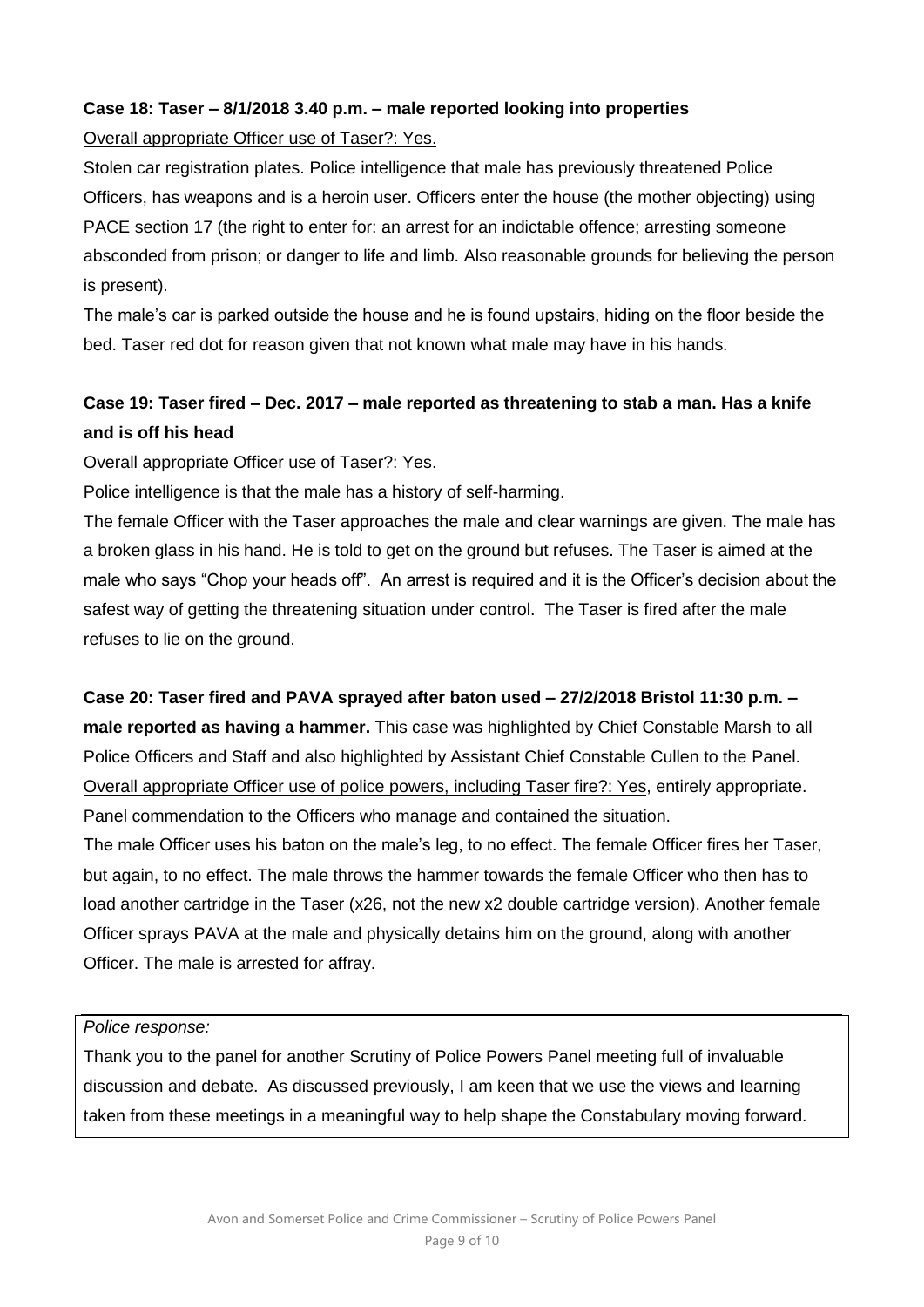**Case 18: Taser – 8/1/2018 3.40 p.m. – male reported looking into properties**

Overall appropriate Officer use of Taser?: Yes.

Stolen car registration plates. Police intelligence that male has previously threatened Police Officers, has weapons and is a heroin user. Officers enter the house (the mother objecting) using PACE section 17 (the right to enter for: an arrest for an indictable offence; arresting someone absconded from prison; or danger to life and limb. Also reasonable grounds for believing the person is present).

The male's car is parked outside the house and he is found upstairs, hiding on the floor beside the bed. Taser red dot for reason given that not known what male may have in his hands.

**Case 19: Taser fired – Dec. 2017 – male reported as threatening to stab a man. Has a knife and is off his head**

Overall appropriate Officer use of Taser?: Yes.

Police intelligence is that the male has a history of self-harming.

The female Officer with the Taser approaches the male and clear warnings are given. The male has a broken glass in his hand. He is told to get on the ground but refuses. The Taser is aimed at the male who says "Chop your heads off". An arrest is required and it is the Officer's decision about the safest way of getting the threatening situation under control. The Taser is fired after the male refuses to lie on the ground.

**Case 20: Taser fired and PAVA sprayed after baton used – 27/2/2018 Bristol 11:30 p.m. – male reported as having a hammer.** This case was highlighted by Chief Constable Marsh to all Police Officers and Staff and also highlighted by Assistant Chief Constable Cullen to the Panel.

Overall appropriate Officer use of police powers, including Taser fire?: Yes, entirely appropriate. Panel commendation to the Officers who manage and contained the situation.

The male Officer uses his baton on the male's leg, to no effect. The female Officer fires her Taser, but again, to no effect. The male throws the hammer towards the female Officer who then has to load another cartridge in the Taser (x26, not the new x2 double cartridge version). Another female Officer sprays PAVA at the male and physically detains him on the ground, along with another Officer. The male is arrested for affray.

*Police response:*

Thank you to the panel for another Scrutiny of Police Powers Panel meeting full of invaluable discussion and debate. As discussed previously, I am keen that we use the views and learning taken from these meetings in a meaningful way to help shape the Constabulary moving forward.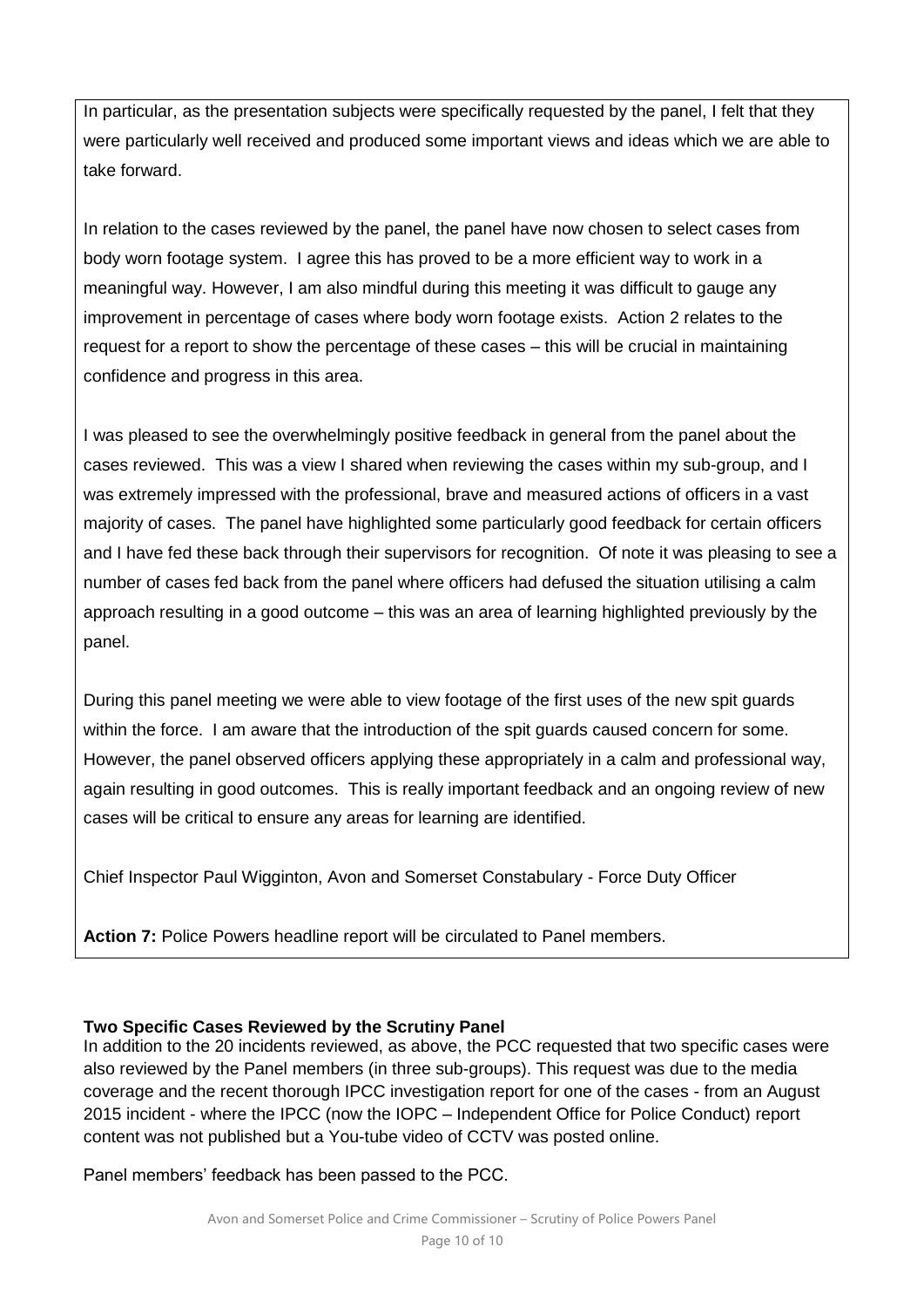In particular, as the presentation subjects were specifically requested by the panel, I felt that they were particularly well received and produced some important views and ideas which we are able to take forward.

In relation to the cases reviewed by the panel, the panel have now chosen to select cases from body worn footage system. I agree this has proved to be a more efficient way to work in a meaningful way. However, I am also mindful during this meeting it was difficult to gauge any improvement in percentage of cases where body worn footage exists. Action 2 relates to the request for a report to show the percentage of these cases – this will be crucial in maintaining confidence and progress in this area.

I was pleased to see the overwhelmingly positive feedback in general from the panel about the cases reviewed. This was a view I shared when reviewing the cases within my sub-group, and I was extremely impressed with the professional, brave and measured actions of officers in a vast majority of cases. The panel have highlighted some particularly good feedback for certain officers and I have fed these back through their supervisors for recognition. Of note it was pleasing to see a number of cases fed back from the panel where officers had defused the situation utilising a calm approach resulting in a good outcome – this was an area of learning highlighted previously by the panel.

During this panel meeting we were able to view footage of the first uses of the new spit guards within the force. I am aware that the introduction of the spit guards caused concern for some. However, the panel observed officers applying these appropriately in a calm and professional way, again resulting in good outcomes. This is really important feedback and an ongoing review of new cases will be critical to ensure any areas for learning are identified.

Chief Inspector Paul Wigginton, Avon and Somerset Constabulary - Force Duty Officer

**Action 7:** Police Powers headline report will be circulated to Panel members.

**Two Specific Cases Reviewed by the Scrutiny Panel**

In addition to the 20 incidents reviewed, as above, the PCC requested that two specific cases were also reviewed by the Panel members (in three sub-groups). This request was due to the media coverage and the recent thorough IPCC investigation report for one of the cases - from an August 2015 incident - where the IPCC (now the IOPC – Independent Office for Police Conduct) report content was not published but a You-tube video of CCTV was posted online.

Panel members' feedback has been passed to the PCC.